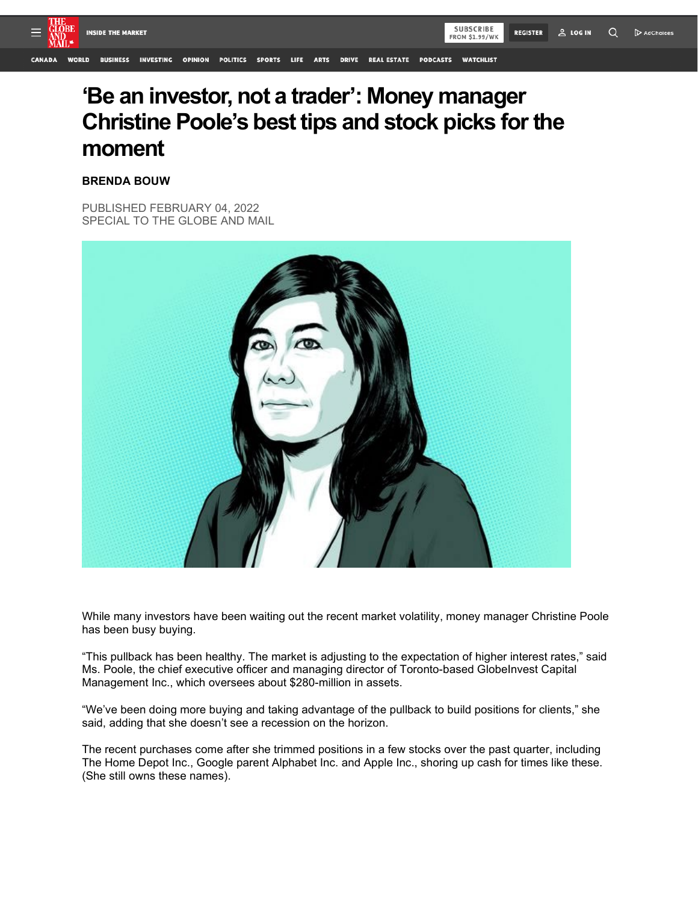# ‘Be an investor, not a trader’: Money manager Christine Poole’s best tips and stock picks for the moment

**BRENDA BOUW**

PUBLISHED FEBRUARY 04, 2022
SPECIAL TO THE GLOBE AND MAIL

While many investors have been waiting out the recent market volatility, money manager Christine Poole has been busy buying.

“This pullback has been healthy. The market is adjusting to the expectation of higher interest rates,” said Ms. Poole, the chief executive officer and managing director of Toronto-based GlobeInvest Capital Management Inc., which oversees about $280-million in assets.

“We’ve been doing more buying and taking advantage of the pullback to build positions for clients,” she said, adding that she doesn’t see a recession on the horizon.

The recent purchases come after she trimmed positions in a few stocks over the past quarter, including The Home Depot Inc., Google parent Alphabet Inc. and Apple Inc., shoring up cash for times like these. (She still owns these names).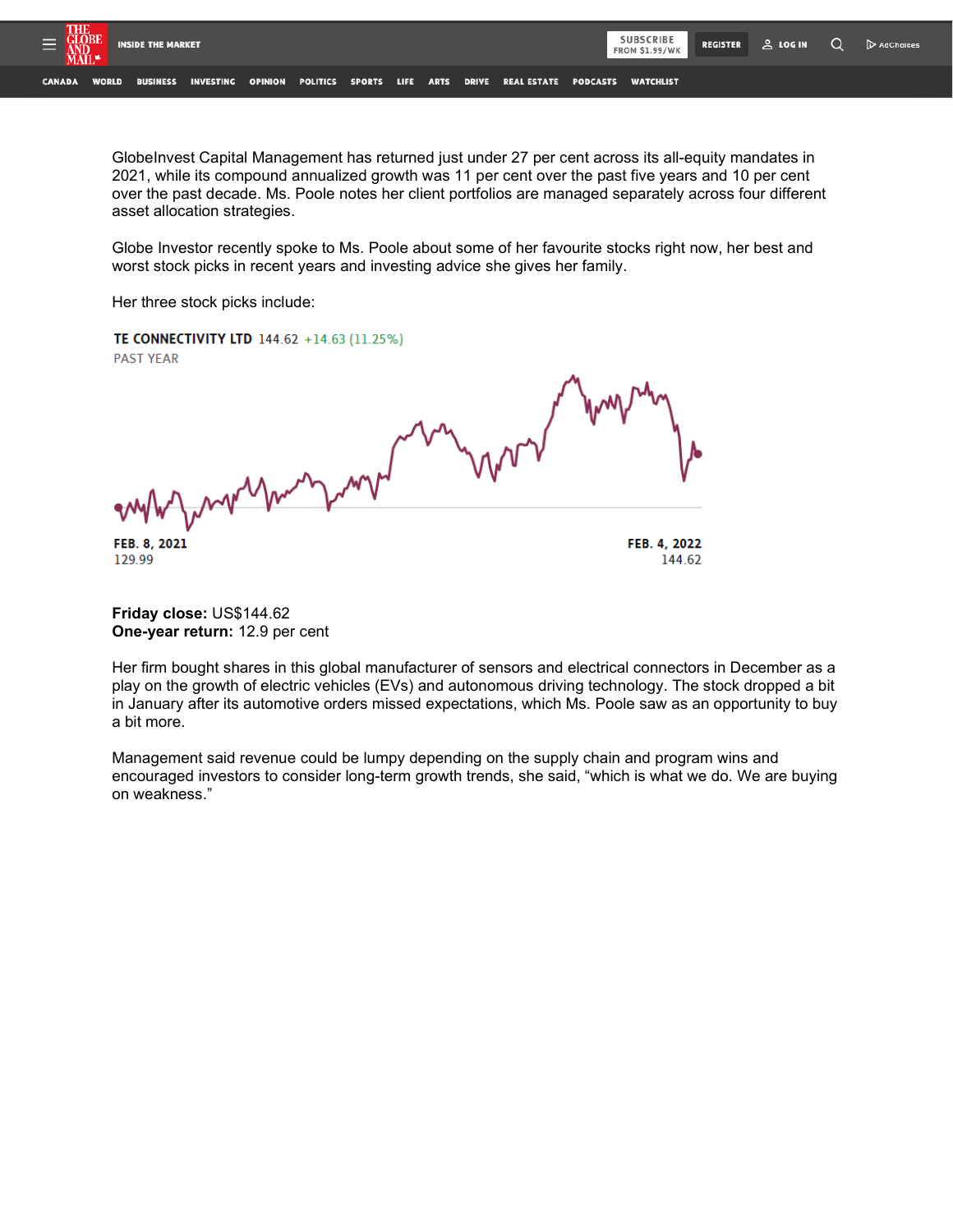GlobeInvest Capital Management has returned just under 27 per cent across its all-equity mandates in 2021, while its compound annualized growth was 11 per cent over the past five years and 10 per cent over the past decade. Ms. Poole notes her client portfolios are managed separately across four different asset allocation strategies.

Globe Investor recently spoke to Ms. Poole about some of her favourite stocks right now, her best and worst stock picks in recent years and investing advice she gives her family.

Her three stock picks include:

TE CONNECTIVITY LTD 144.62 +14.63 (11.25%)

PAST YEAR

FEB. 8, 2021
129.99

FEB. 4, 2022
144.62

**Friday close:** US$144.62
**One-year return:** 12.9 per cent

Her firm bought shares in this global manufacturer of sensors and electrical connectors in December as a play on the growth of electric vehicles (EVs) and autonomous driving technology. The stock dropped a bit in January after its automotive orders missed expectations, which Ms. Poole saw as an opportunity to buy a bit more.

Management said revenue could be lumpy depending on the supply chain and program wins and encouraged investors to consider long-term growth trends, she said, "which is what we do. We are buying on weakness."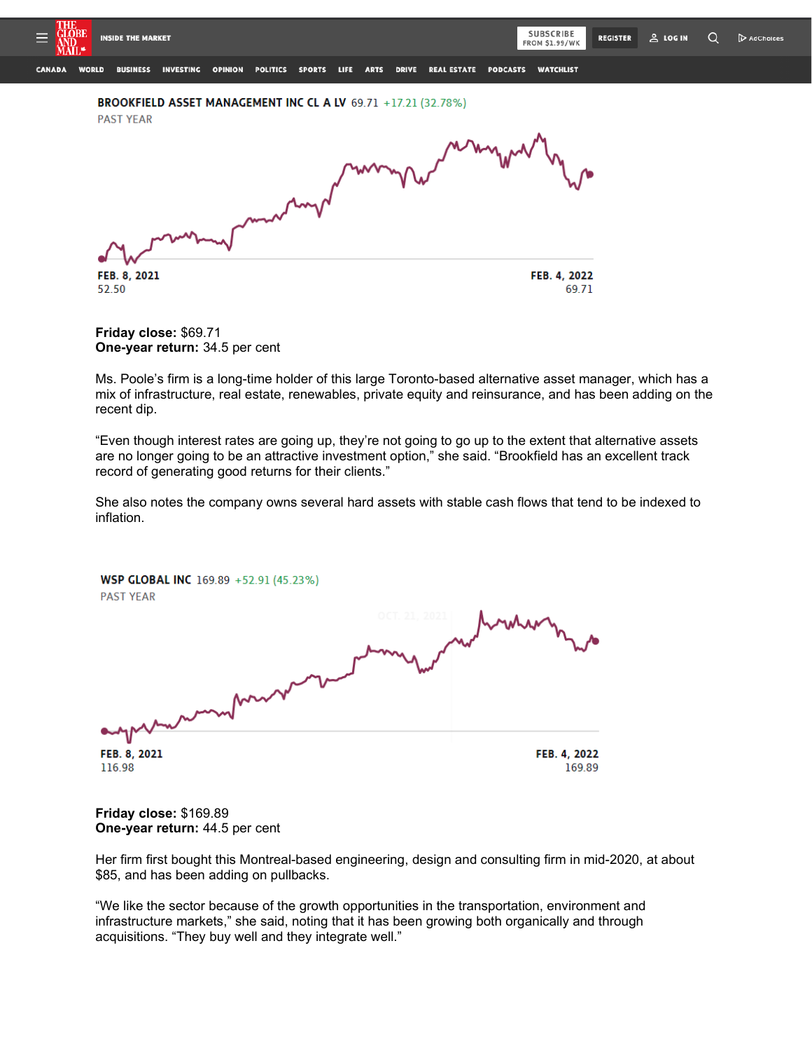BROOKFIELD ASSET MANAGEMENT INC CL A LV 69.71 +17.21 (32.78%)

PAST YEAR

FEB. 8, 2021
52.50

FEB. 4, 2022
69.71

**Friday close:** $69.71
**One-year return:** 34.5 per cent

Ms. Poole's firm is a long-time holder of this large Toronto-based alternative asset manager, which has a mix of infrastructure, real estate, renewables, private equity and reinsurance, and has been adding on the recent dip.

"Even though interest rates are going up, they're not going to go up to the extent that alternative assets are no longer going to be an attractive investment option," she said. "Brookfield has an excellent track record of generating good returns for their clients."

She also notes the company owns several hard assets with stable cash flows that tend to be indexed to inflation.

WSP GLOBAL INC 169.89 +52.91 (45.23%)

PAST YEAR

OCT. 21, 2021

FEB. 8, 2021
116.98

FEB. 4, 2022
169.89

**Friday close:** $169.89
**One-year return:** 44.5 per cent

Her firm first bought this Montreal-based engineering, design and consulting firm in mid-2020, at about $85, and has been adding on pullbacks.

"We like the sector because of the growth opportunities in the transportation, environment and infrastructure markets," she said, noting that it has been growing both organically and through acquisitions. "They buy well and they integrate well."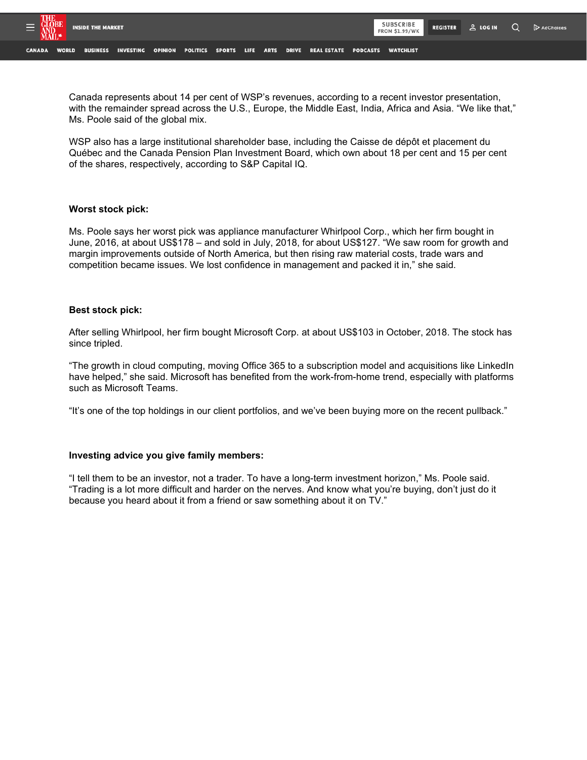Canada represents about 14 per cent of WSP's revenues, according to a recent investor presentation, with the remainder spread across the U.S., Europe, the Middle East, India, Africa and Asia. "We like that," Ms. Poole said of the global mix.

WSP also has a large institutional shareholder base, including the Caisse de dépôt et placement du Québec and the Canada Pension Plan Investment Board, which own about 18 per cent and 15 per cent of the shares, respectively, according to S&P Capital IQ.

**Worst stock pick:**

Ms. Poole says her worst pick was appliance manufacturer Whirlpool Corp., which her firm bought in June, 2016, at about US$178 – and sold in July, 2018, for about US$127. "We saw room for growth and margin improvements outside of North America, but then rising raw material costs, trade wars and competition became issues. We lost confidence in management and packed it in," she said.

**Best stock pick:**

After selling Whirlpool, her firm bought Microsoft Corp. at about US$103 in October, 2018. The stock has since tripled.

"The growth in cloud computing, moving Office 365 to a subscription model and acquisitions like LinkedIn have helped," she said. Microsoft has benefited from the work-from-home trend, especially with platforms such as Microsoft Teams.

"It's one of the top holdings in our client portfolios, and we've been buying more on the recent pullback."

**Investing advice you give family members:**

"I tell them to be an investor, not a trader. To have a long-term investment horizon," Ms. Poole said. "Trading is a lot more difficult and harder on the nerves. And know what you're buying, don't just do it because you heard about it from a friend or saw something about it on TV."